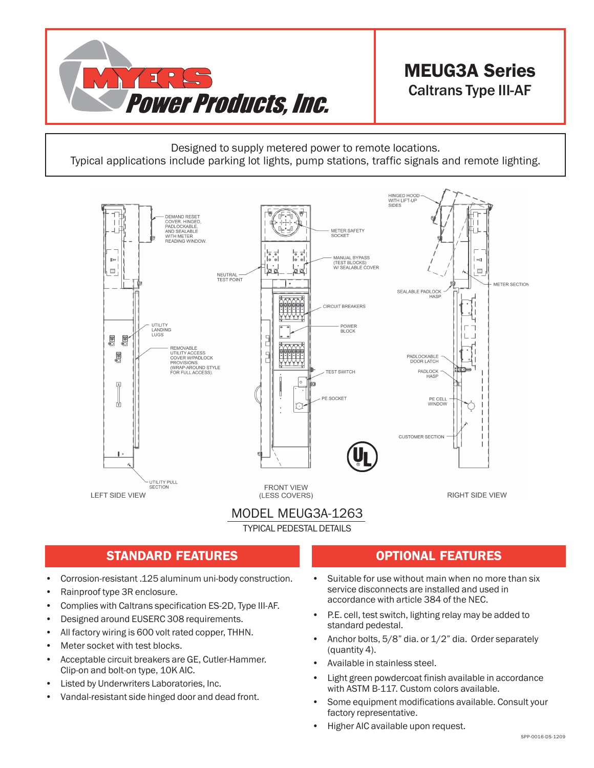# MEUG3A Series

## Caltrans Type III-AF

Myers Power Products, Inc.

Designed to supply metered power to remote locations.
Typical applications include parking lot lights, pump stations, traffic signals and remote lighting.

LEFT SIDE VIEW

DEMAND RESET COVER. HINGED, PADLOCKABLE, AND SEALABLE WITH METER READING WINDOW.

UTILITY LANDING LUGS

REMOVABLE UTILITY ACCESS COVER W/PADLOCK PROVISIONS. (WRAP-AROUND STYLE FOR FULL ACCESS).

UTILITY PULL SECTION

FRONT VIEW (LESS COVERS)

NEUTRAL TEST POINT

METER SAFETY SOCKET

MANUAL BYPASS (TEST BLOCKS) W/ SEALABLE COVER

CIRCUIT BREAKERS

POWER BLOCK

TEST SWITCH

PE SOCKET

RIGHT SIDE VIEW

HINGED HOOD WITH LIFT-UP SIDES

METER SECTION

SEALABLE PADLOCK HASP

PADLOCKABLE DOOR LATCH

PADLOCK HASP

PE CELL WINDOW

CUSTOMER SECTION

MODEL MEUG3A-1263

TYPICAL PEDESTAL DETAILS

## STANDARD FEATURES

- Corrosion-resistant .125 aluminum uni-body construction.
- Rainproof type 3R enclosure.
- Complies with Caltrans specification ES-2D, Type III-AF.
- Designed around EUSERC 308 requirements.
- All factory wiring is 600 volt rated copper, THHN.
- Meter socket with test blocks.
- Acceptable circuit breakers are GE, Cutler-Hammer. Clip-on and bolt-on type, 10K AIC.
- Listed by Underwriters Laboratories, Inc.
- Vandal-resistant side hinged door and dead front.

## OPTIONAL FEATURES

- Suitable for use without main when no more than six service disconnects are installed and used in accordance with article 384 of the NEC.
- P.E. cell, test switch, lighting relay may be added to standard pedestal.
- Anchor bolts, 5/8" dia. or 1/2" dia. Order separately (quantity 4).
- Available in stainless steel.
- Light green powdercoat finish available in accordance with ASTM B-117. Custom colors available.
- Some equipment modifications available. Consult your factory representative.
- Higher AIC available upon request.

SPP-0016-DS-1209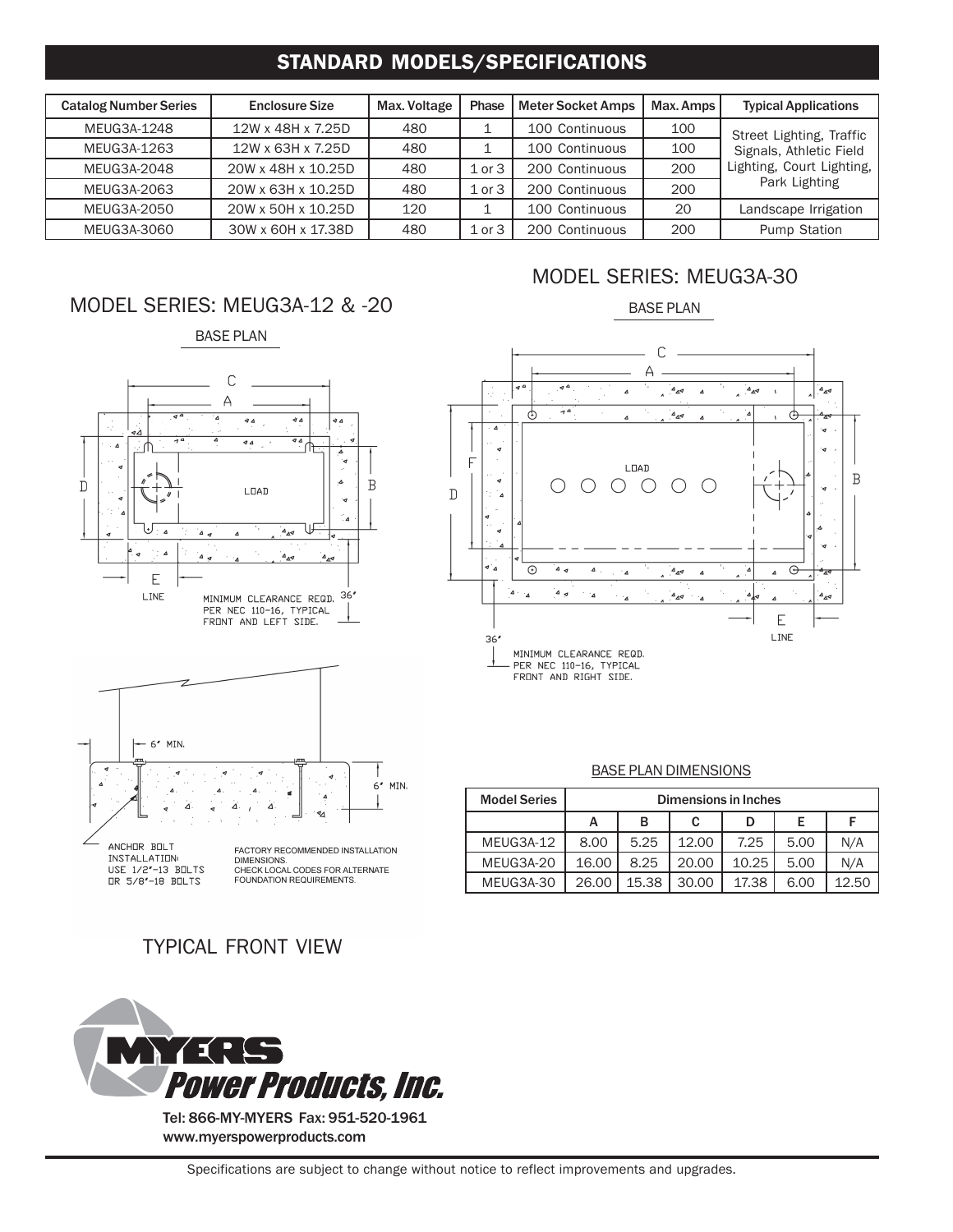## STANDARD MODELS/SPECIFICATIONS

| Catalog Number Series | Enclosure Size | Max. Voltage | Phase | Meter Socket Amps | Max. Amps | Typical Applications |
|---|---|---|---|---|---|---|
| MEUG3A-1248 | 12W x 48H x 7.25D | 480 | 1 | 100 Continuous | 100 | Street Lighting, Traffic Signals, Athletic Field Lighting, Court Lighting, Park Lighting |
| MEUG3A-1263 | 12W x 63H x 7.25D | 480 | 1 | 100 Continuous | 100 | |
| MEUG3A-2048 | 20W x 48H x 10.25D | 480 | 1 or 3 | 200 Continuous | 200 | |
| MEUG3A-2063 | 20W x 63H x 10.25D | 480 | 1 or 3 | 200 Continuous | 200 | |
| MEUG3A-2050 | 20W x 50H x 10.25D | 120 | 1 | 100 Continuous | 20 | Landscape Irrigation |
| MEUG3A-3060 | 30W x 60H x 17.38D | 480 | 1 or 3 | 200 Continuous | 200 | Pump Station |

### MODEL SERIES: MEUG3A-12 & -20

BASE PLAN

C
A
D
B
LOAD
E
LINE

36"
MINIMUM CLEARANCE REQD. PER NEC 110-16, TYPICAL FRONT AND LEFT SIDE.

6" MIN.
6" MIN.

ANCHOR BOLT INSTALLATION: USE 1/2"-13 BOLTS OR 5/8"-18 BOLTS

FACTORY RECOMMENDED INSTALLATION DIMENSIONS. CHECK LOCAL CODES FOR ALTERNATE FOUNDATION REQUIREMENTS.

TYPICAL FRONT VIEW

### MODEL SERIES: MEUG3A-30

BASE PLAN

C
A
F
D
LOAD
B
E
LINE

36"
MINIMUM CLEARANCE REQD. PER NEC 110-16, TYPICAL FRONT AND RIGHT SIDE.

BASE PLAN DIMENSIONS

| Model Series | Dimensions in Inches | | | | | |
|---|---|---|---|---|---|---|
| | A | B | C | D | E | F |
| MEUG3A-12 | 8.00 | 5.25 | 12.00 | 7.25 | 5.00 | N/A |
| MEUG3A-20 | 16.00 | 8.25 | 20.00 | 10.25 | 5.00 | N/A |
| MEUG3A-30 | 26.00 | 15.38 | 30.00 | 17.38 | 6.00 | 12.50 |

MYERS *Power Products, Inc.*

Tel: 866-MY-MYERS Fax: 951-520-1961
www.myerspowerproducts.com

Specifications are subject to change without notice to reflect improvements and upgrades.